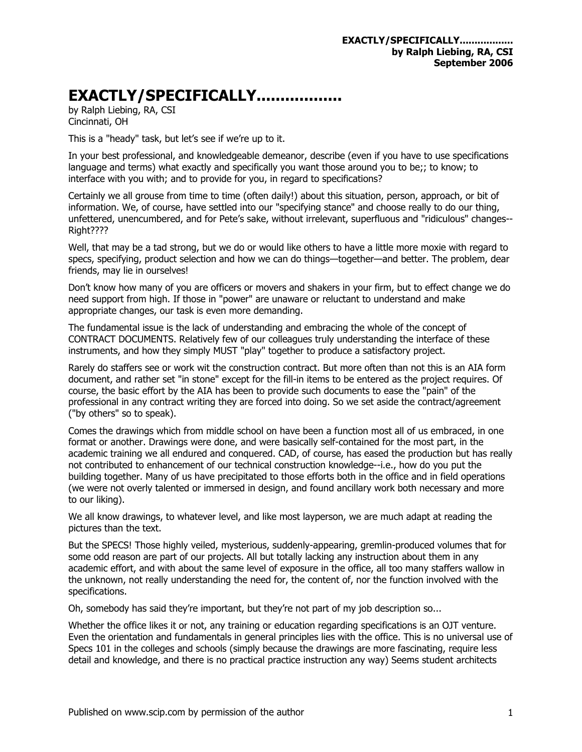# EXACTLY/SPECIFICALLY.................

by Ralph Liebing, RA, CSI
Cincinnati, OH

This is a "heady" task, but let's see if we're up to it.

In your best professional, and knowledgeable demeanor, describe (even if you have to use specifications language and terms) what exactly and specifically you want those around you to be;; to know; to interface with you with; and to provide for you, in regard to specifications?

Certainly we all grouse from time to time (often daily!) about this situation, person, approach, or bit of information. We, of course, have settled into our "specifying stance" and choose really to do our thing, unfettered, unencumbered, and for Pete's sake, without irrelevant, superfluous and "ridiculous" changes--Right????

Well, that may be a tad strong, but we do or would like others to have a little more moxie with regard to specs, specifying, product selection and how we can do things—together—and better. The problem, dear friends, may lie in ourselves!

Don't know how many of you are officers or movers and shakers in your firm, but to effect change we do need support from high. If those in "power" are unaware or reluctant to understand and make appropriate changes, our task is even more demanding.

The fundamental issue is the lack of understanding and embracing the whole of the concept of CONTRACT DOCUMENTS. Relatively few of our colleagues truly understanding the interface of these instruments, and how they simply MUST "play" together to produce a satisfactory project.

Rarely do staffers see or work wit the construction contract. But more often than not this is an AIA form document, and rather set "in stone" except for the fill-in items to be entered as the project requires. Of course, the basic effort by the AIA has been to provide such documents to ease the "pain" of the professional in any contract writing they are forced into doing. So we set aside the contract/agreement ("by others" so to speak).

Comes the drawings which from middle school on have been a function most all of us embraced, in one format or another. Drawings were done, and were basically self-contained for the most part, in the academic training we all endured and conquered. CAD, of course, has eased the production but has really not contributed to enhancement of our technical construction knowledge--i.e., how do you put the building together. Many of us have precipitated to those efforts both in the office and in field operations (we were not overly talented or immersed in design, and found ancillary work both necessary and more to our liking).

We all know drawings, to whatever level, and like most layperson, we are much adapt at reading the pictures than the text.

But the SPECS! Those highly veiled, mysterious, suddenly-appearing, gremlin-produced volumes that for some odd reason are part of our projects. All but totally lacking any instruction about them in any academic effort, and with about the same level of exposure in the office, all too many staffers wallow in the unknown, not really understanding the need for, the content of, nor the function involved with the specifications.

Oh, somebody has said they're important, but they're not part of my job description so...

Whether the office likes it or not, any training or education regarding specifications is an OJT venture. Even the orientation and fundamentals in general principles lies with the office. This is no universal use of Specs 101 in the colleges and schools (simply because the drawings are more fascinating, require less detail and knowledge, and there is no practical practice instruction any way) Seems student architects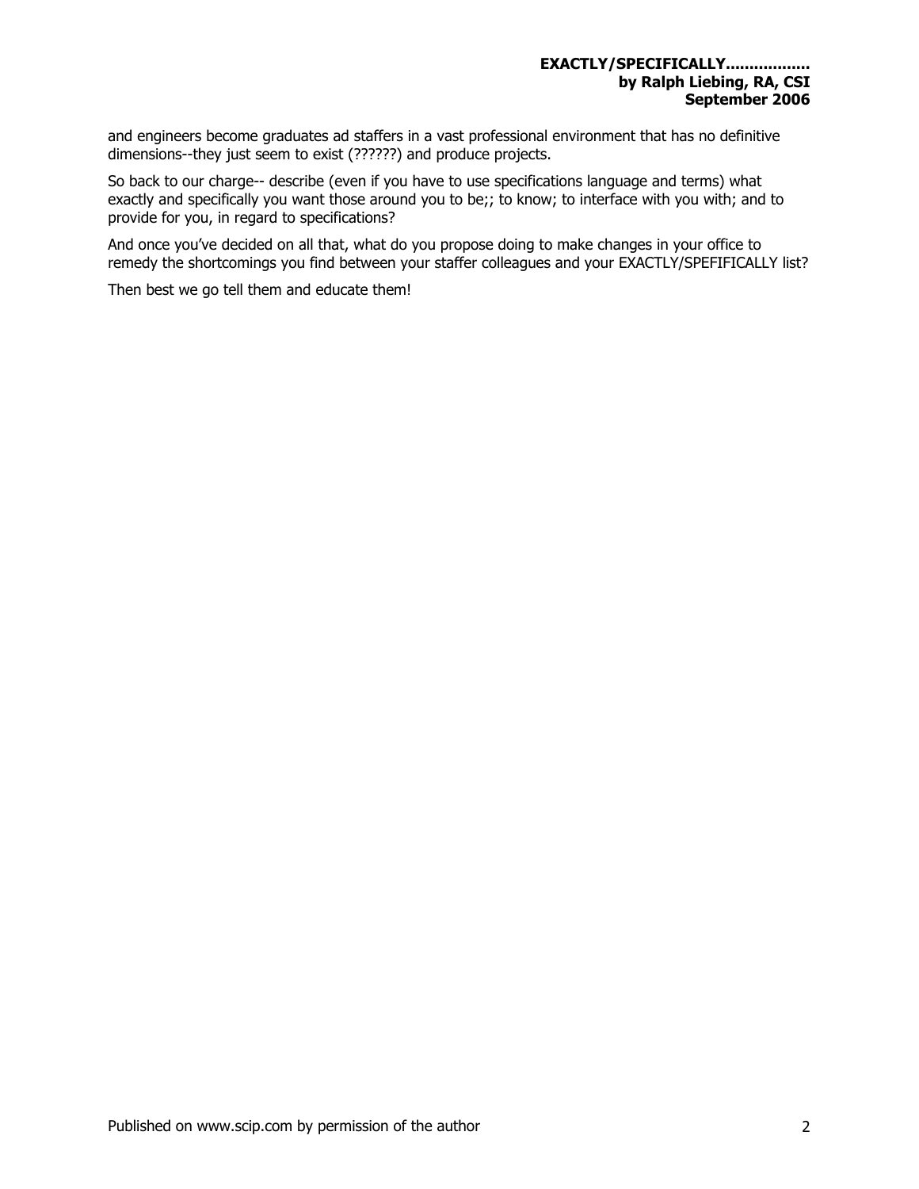and engineers become graduates ad staffers in a vast professional environment that has no definitive dimensions--they just seem to exist (??????) and produce projects.

So back to our charge-- describe (even if you have to use specifications language and terms) what exactly and specifically you want those around you to be;; to know; to interface with you with; and to provide for you, in regard to specifications?

And once you've decided on all that, what do you propose doing to make changes in your office to remedy the shortcomings you find between your staffer colleagues and your EXACTLY/SPEFIFICALLY list?

Then best we go tell them and educate them!